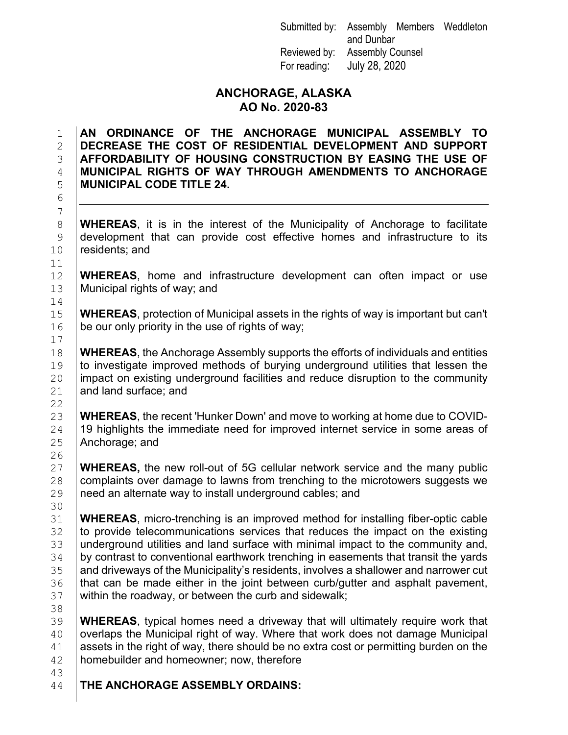Submitted by: Assembly Members Weddleton and Dunbar
Reviewed by: Assembly Counsel
For reading: July 28, 2020

# ANCHORAGE, ALASKA
# AO No. 2020-83

**AN ORDINANCE OF THE ANCHORAGE MUNICIPAL ASSEMBLY TO DECREASE THE COST OF RESIDENTIAL DEVELOPMENT AND SUPPORT AFFORDABILITY OF HOUSING CONSTRUCTION BY EASING THE USE OF MUNICIPAL RIGHTS OF WAY THROUGH AMENDMENTS TO ANCHORAGE MUNICIPAL CODE TITLE 24.**

---

**WHEREAS**, it is in the interest of the Municipality of Anchorage to facilitate development that can provide cost effective homes and infrastructure to its residents; and

**WHEREAS**, home and infrastructure development can often impact or use Municipal rights of way; and

**WHEREAS**, protection of Municipal assets in the rights of way is important but can't be our only priority in the use of rights of way;

**WHEREAS**, the Anchorage Assembly supports the efforts of individuals and entities to investigate improved methods of burying underground utilities that lessen the impact on existing underground facilities and reduce disruption to the community and land surface; and

**WHEREAS**, the recent 'Hunker Down' and move to working at home due to COVID-19 highlights the immediate need for improved internet service in some areas of Anchorage; and

**WHEREAS,** the new roll-out of 5G cellular network service and the many public complaints over damage to lawns from trenching to the microtowers suggests we need an alternate way to install underground cables; and

**WHEREAS**, micro-trenching is an improved method for installing fiber-optic cable to provide telecommunications services that reduces the impact on the existing underground utilities and land surface with minimal impact to the community and, by contrast to conventional earthwork trenching in easements that transit the yards and driveways of the Municipality's residents, involves a shallower and narrower cut that can be made either in the joint between curb/gutter and asphalt pavement, within the roadway, or between the curb and sidewalk;

**WHEREAS**, typical homes need a driveway that will ultimately require work that overlaps the Municipal right of way. Where that work does not damage Municipal assets in the right of way, there should be no extra cost or permitting burden on the homebuilder and homeowner; now, therefore

**THE ANCHORAGE ASSEMBLY ORDAINS:**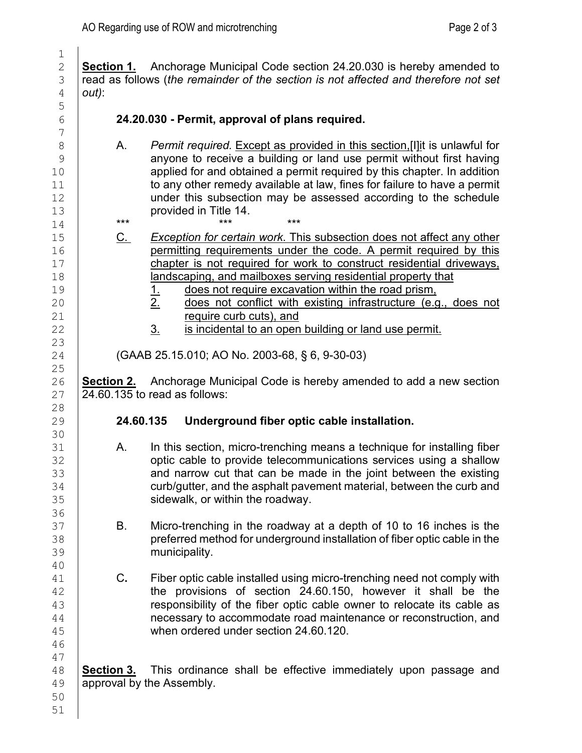**Section 1.** Anchorage Municipal Code section 24.20.030 is hereby amended to read as follows (*the remainder of the section is not affected and therefore not set out)*:

**24.20.030 - Permit, approval of plans required.**

A. *Permit required.* Except as provided in this section,[I]it is unlawful for anyone to receive a building or land use permit without first having applied for and obtained a permit required by this chapter. In addition to any other remedy available at law, fines for failure to have a permit under this subsection may be assessed according to the schedule provided in Title 14.

\*\*\* \*\*\* \*\*\*

C. *Exception for certain work*. This subsection does not affect any other permitting requirements under the code. A permit required by this chapter is not required for work to construct residential driveways, landscaping, and mailboxes serving residential property that

1. does not require excavation within the road prism,
2. does not conflict with existing infrastructure (e.g., does not require curb cuts), and
3. is incidental to an open building or land use permit.

(GAAB 25.15.010; AO No. 2003-68, § 6, 9-30-03)

**Section 2.** Anchorage Municipal Code is hereby amended to add a new section 24.60.135 to read as follows:

**24.60.135 Underground fiber optic cable installation.**

A. In this section, micro-trenching means a technique for installing fiber optic cable to provide telecommunications services using a shallow and narrow cut that can be made in the joint between the existing curb/gutter, and the asphalt pavement material, between the curb and sidewalk, or within the roadway.

B. Micro-trenching in the roadway at a depth of 10 to 16 inches is the preferred method for underground installation of fiber optic cable in the municipality.

C. Fiber optic cable installed using micro-trenching need not comply with the provisions of section 24.60.150, however it shall be the responsibility of the fiber optic cable owner to relocate its cable as necessary to accommodate road maintenance or reconstruction, and when ordered under section 24.60.120.

**Section 3.** This ordinance shall be effective immediately upon passage and approval by the Assembly.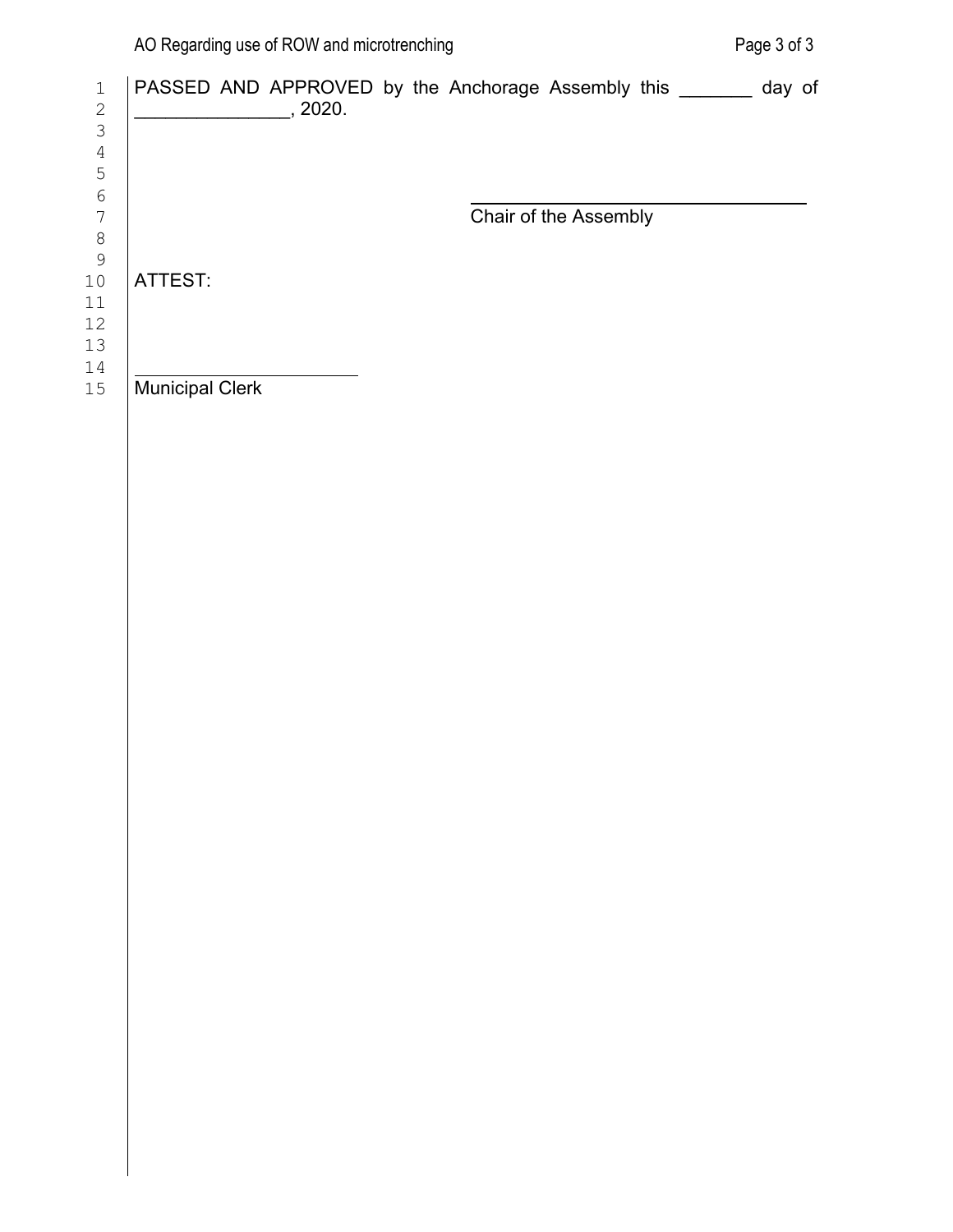PASSED AND APPROVED by the Anchorage Assembly this _______ day of _______________, 2020.

_________________________________
Chair of the Assembly

ATTEST:

_________________________
Municipal Clerk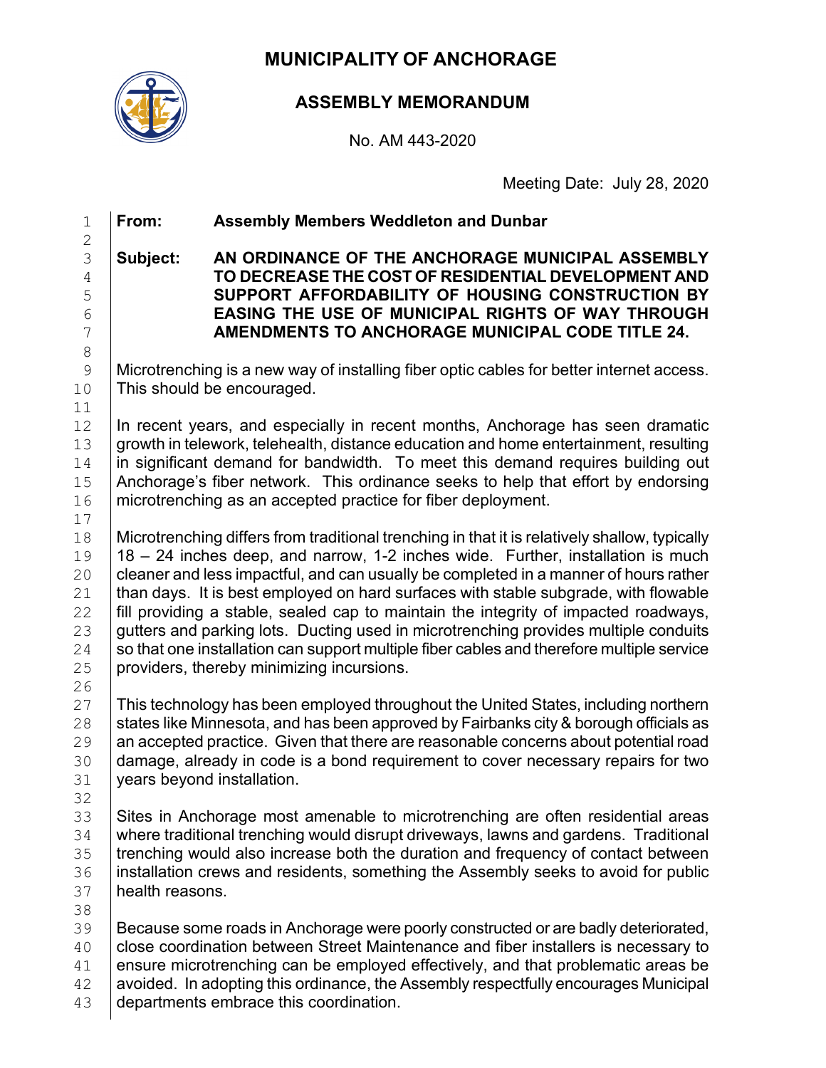# MUNICIPALITY OF ANCHORAGE

## ASSEMBLY MEMORANDUM

No. AM 443-2020

Meeting Date: July 28, 2020

**From:** **Assembly Members Weddleton and Dunbar**

**Subject:** **AN ORDINANCE OF THE ANCHORAGE MUNICIPAL ASSEMBLY TO DECREASE THE COST OF RESIDENTIAL DEVELOPMENT AND SUPPORT AFFORDABILITY OF HOUSING CONSTRUCTION BY EASING THE USE OF MUNICIPAL RIGHTS OF WAY THROUGH AMENDMENTS TO ANCHORAGE MUNICIPAL CODE TITLE 24.**

Microtrenching is a new way of installing fiber optic cables for better internet access. This should be encouraged.

In recent years, and especially in recent months, Anchorage has seen dramatic growth in telework, telehealth, distance education and home entertainment, resulting in significant demand for bandwidth. To meet this demand requires building out Anchorage's fiber network. This ordinance seeks to help that effort by endorsing microtrenching as an accepted practice for fiber deployment.

Microtrenching differs from traditional trenching in that it is relatively shallow, typically 18 – 24 inches deep, and narrow, 1-2 inches wide. Further, installation is much cleaner and less impactful, and can usually be completed in a manner of hours rather than days. It is best employed on hard surfaces with stable subgrade, with flowable fill providing a stable, sealed cap to maintain the integrity of impacted roadways, gutters and parking lots. Ducting used in microtrenching provides multiple conduits so that one installation can support multiple fiber cables and therefore multiple service providers, thereby minimizing incursions.

This technology has been employed throughout the United States, including northern states like Minnesota, and has been approved by Fairbanks city & borough officials as an accepted practice. Given that there are reasonable concerns about potential road damage, already in code is a bond requirement to cover necessary repairs for two years beyond installation.

Sites in Anchorage most amenable to microtrenching are often residential areas where traditional trenching would disrupt driveways, lawns and gardens. Traditional trenching would also increase both the duration and frequency of contact between installation crews and residents, something the Assembly seeks to avoid for public health reasons.

Because some roads in Anchorage were poorly constructed or are badly deteriorated, close coordination between Street Maintenance and fiber installers is necessary to ensure microtrenching can be employed effectively, and that problematic areas be avoided. In adopting this ordinance, the Assembly respectfully encourages Municipal departments embrace this coordination.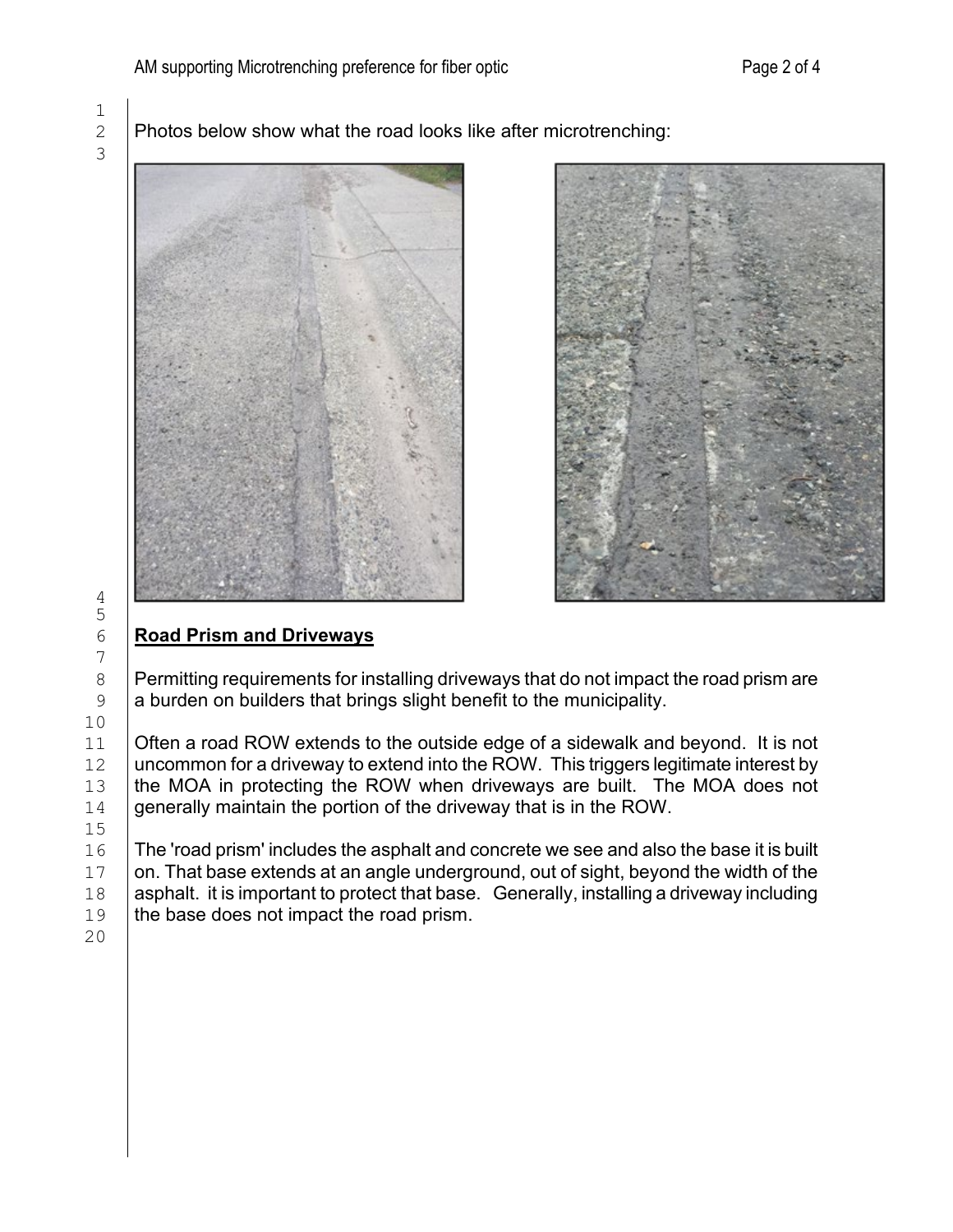Photos below show what the road looks like after microtrenching:

## Road Prism and Driveways

Permitting requirements for installing driveways that do not impact the road prism are a burden on builders that brings slight benefit to the municipality.

Often a road ROW extends to the outside edge of a sidewalk and beyond. It is not uncommon for a driveway to extend into the ROW. This triggers legitimate interest by the MOA in protecting the ROW when driveways are built. The MOA does not generally maintain the portion of the driveway that is in the ROW.

The 'road prism' includes the asphalt and concrete we see and also the base it is built on. That base extends at an angle underground, out of sight, beyond the width of the asphalt. it is important to protect that base. Generally, installing a driveway including the base does not impact the road prism.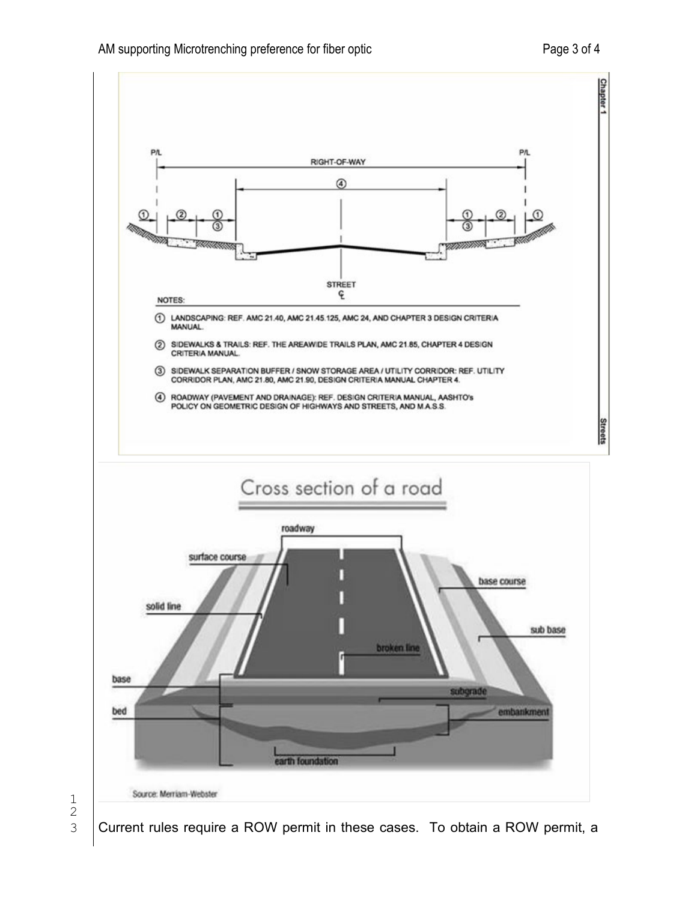Chapter 1

P/L

RIGHT-OF-WAY

P/L

STREET

℄

NOTES:

① LANDSCAPING: REF. AMC 21.40, AMC 21.45.125, AMC 24, AND CHAPTER 3 DESIGN CRITERIA MANUAL.

② SIDEWALKS & TRAILS: REF. THE AREAWIDE TRAILS PLAN, AMC 21.85, CHAPTER 4 DESIGN CRITERIA MANUAL.

③ SIDEWALK SEPARATION BUFFER / SNOW STORAGE AREA / UTILITY CORRIDOR: REF. UTILITY CORRIDOR PLAN, AMC 21.80, AMC 21.90, DESIGN CRITERIA MANUAL CHAPTER 4.

④ ROADWAY (PAVEMENT AND DRAINAGE): REF. DESIGN CRITERIA MANUAL, AASHTO's POLICY ON GEOMETRIC DESIGN OF HIGHWAYS AND STREETS, AND M.A.S.S.

Streets

Cross section of a road

roadway

surface course

base course

solid line

sub base

broken line

base

subgrade

bed

embankment

earth foundation

Source: Merriam-Webster

Current rules require a ROW permit in these cases. To obtain a ROW permit, a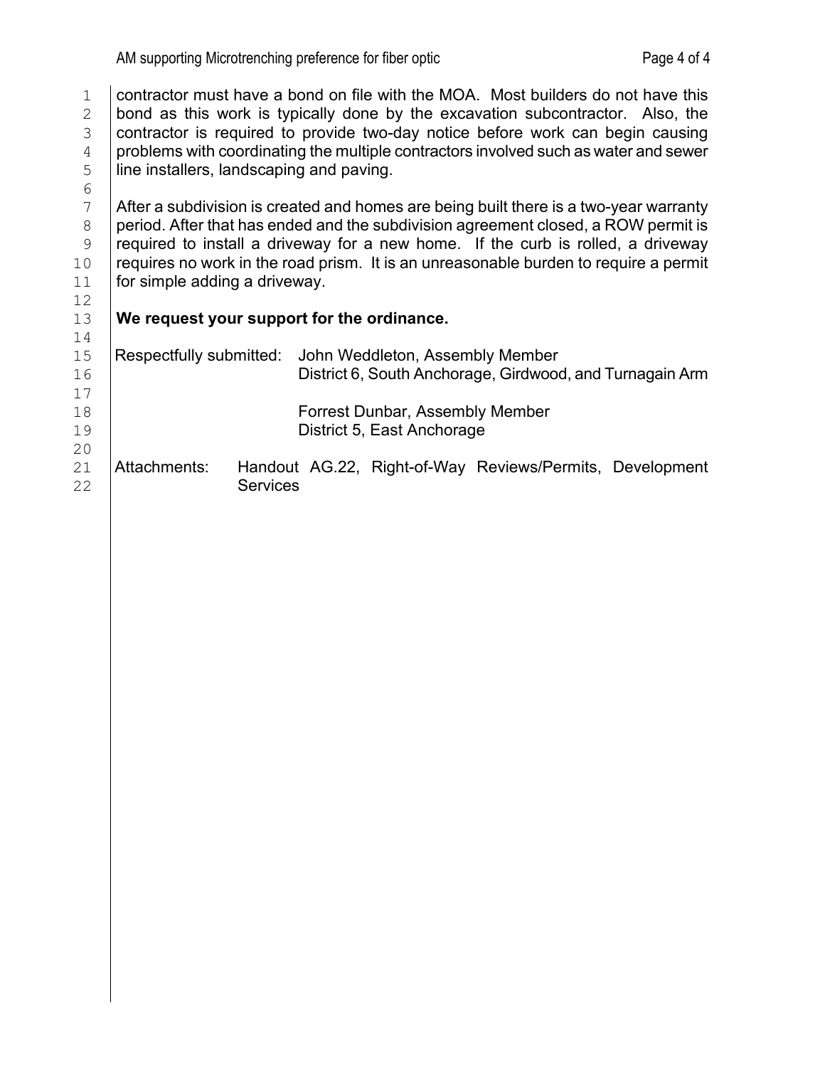contractor must have a bond on file with the MOA. Most builders do not have this bond as this work is typically done by the excavation subcontractor. Also, the contractor is required to provide two-day notice before work can begin causing problems with coordinating the multiple contractors involved such as water and sewer line installers, landscaping and paving.

After a subdivision is created and homes are being built there is a two-year warranty period. After that has ended and the subdivision agreement closed, a ROW permit is required to install a driveway for a new home. If the curb is rolled, a driveway requires no work in the road prism. It is an unreasonable burden to require a permit for simple adding a driveway.

**We request your support for the ordinance.**

Respectfully submitted: John Weddleton, Assembly Member
District 6, South Anchorage, Girdwood, and Turnagain Arm

Forrest Dunbar, Assembly Member
District 5, East Anchorage

Attachments: Handout AG.22, Right-of-Way Reviews/Permits, Development Services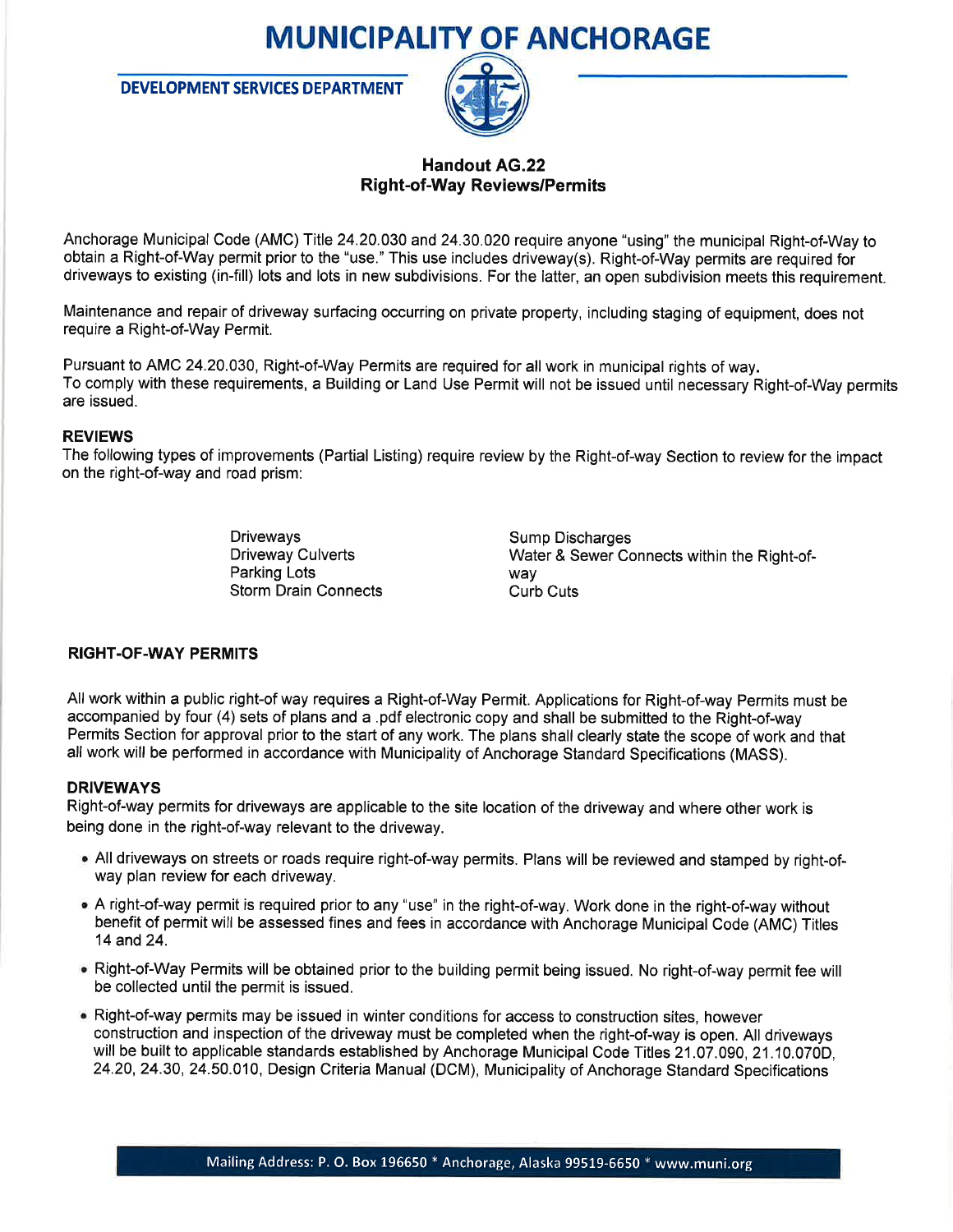# MUNICIPALITY OF ANCHORAGE

**DEVELOPMENT SERVICES DEPARTMENT**

## Handout AG.22
## Right-of-Way Reviews/Permits

Anchorage Municipal Code (AMC) Title 24.20.030 and 24.30.020 require anyone "using" the municipal Right-of-Way to obtain a Right-of-Way permit prior to the "use." This use includes driveway(s). Right-of-Way permits are required for driveways to existing (in-fill) lots and lots in new subdivisions. For the latter, an open subdivision meets this requirement.

Maintenance and repair of driveway surfacing occurring on private property, including staging of equipment, does not require a Right-of-Way Permit.

Pursuant to AMC 24.20.030, Right-of-Way Permits are required for all work in municipal rights of way.
To comply with these requirements, a Building or Land Use Permit will not be issued until necessary Right-of-Way permits are issued.

### REVIEWS

The following types of improvements (Partial Listing) require review by the Right-of-way Section to review for the impact on the right-of-way and road prism:

- Driveways
- Driveway Culverts
- Parking Lots
- Storm Drain Connects
- Sump Discharges
- Water & Sewer Connects within the Right-of-way
- Curb Cuts

### RIGHT-OF-WAY PERMITS

All work within a public right-of way requires a Right-of-Way Permit. Applications for Right-of-way Permits must be accompanied by four (4) sets of plans and a .pdf electronic copy and shall be submitted to the Right-of-way Permits Section for approval prior to the start of any work. The plans shall clearly state the scope of work and that all work will be performed in accordance with Municipality of Anchorage Standard Specifications (MASS).

### DRIVEWAYS

Right-of-way permits for driveways are applicable to the site location of the driveway and where other work is being done in the right-of-way relevant to the driveway.

- All driveways on streets or roads require right-of-way permits. Plans will be reviewed and stamped by right-of-way plan review for each driveway.
- A right-of-way permit is required prior to any "use" in the right-of-way. Work done in the right-of-way without benefit of permit will be assessed fines and fees in accordance with Anchorage Municipal Code (AMC) Titles 14 and 24.
- Right-of-Way Permits will be obtained prior to the building permit being issued. No right-of-way permit fee will be collected until the permit is issued.
- Right-of-way permits may be issued in winter conditions for access to construction sites, however construction and inspection of the driveway must be completed when the right-of-way is open. All driveways will be built to applicable standards established by Anchorage Municipal Code Titles 21.07.090, 21.10.070D, 24.20, 24.30, 24.50.010, Design Criteria Manual (DCM), Municipality of Anchorage Standard Specifications

Mailing Address: P. O. Box 196650 * Anchorage, Alaska 99519-6650 * www.muni.org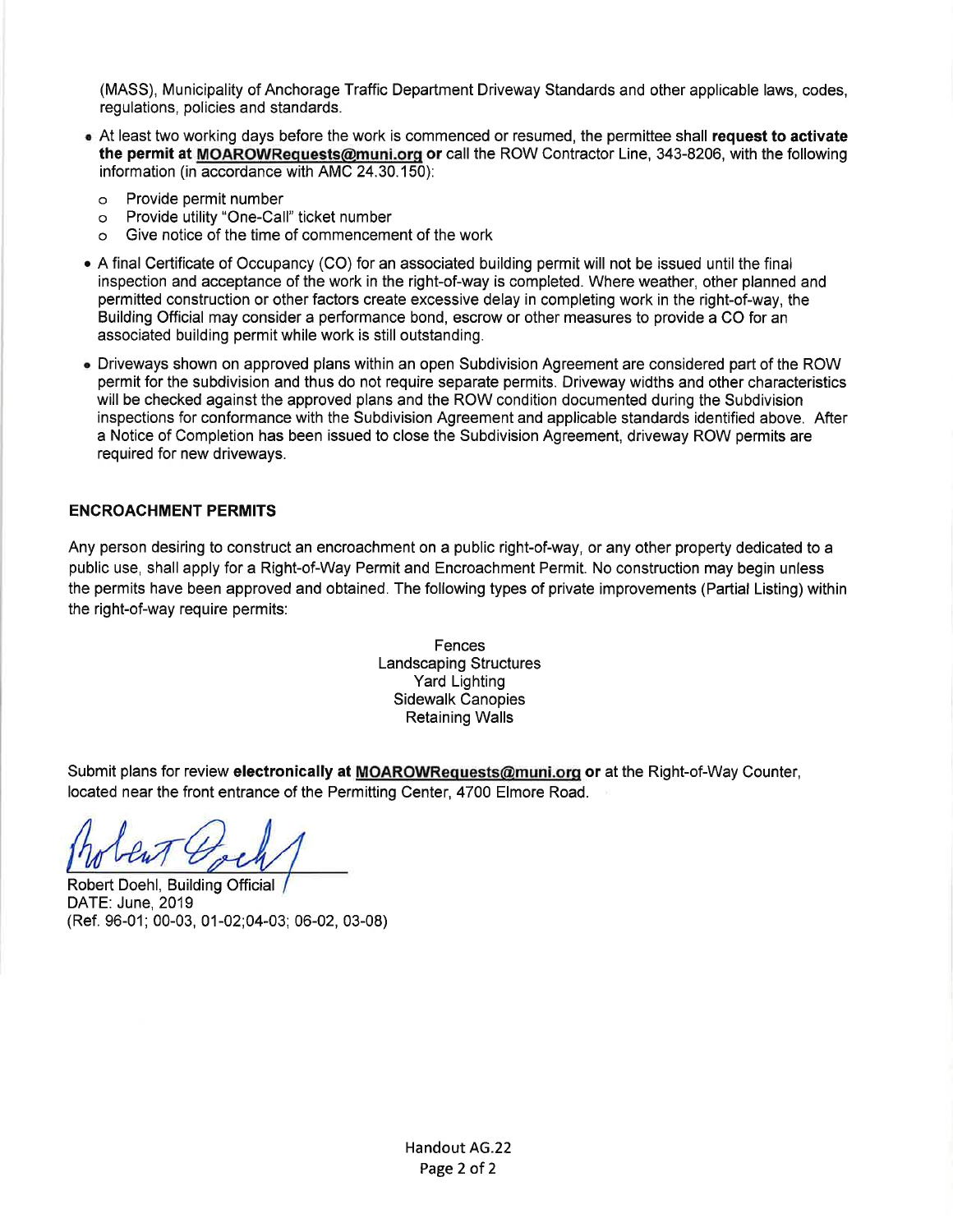(MASS), Municipality of Anchorage Traffic Department Driveway Standards and other applicable laws, codes, regulations, policies and standards.

- At least two working days before the work is commenced or resumed, the permittee shall **request to activate the permit at MOAROWRequests@muni.org or** call the ROW Contractor Line, 343-8206, with the following information (in accordance with AMC 24.30.150):
  - Provide permit number
  - Provide utility "One-Call" ticket number
  - Give notice of the time of commencement of the work
- A final Certificate of Occupancy (CO) for an associated building permit will not be issued until the final inspection and acceptance of the work in the right-of-way is completed. Where weather, other planned and permitted construction or other factors create excessive delay in completing work in the right-of-way, the Building Official may consider a performance bond, escrow or other measures to provide a CO for an associated building permit while work is still outstanding.
- Driveways shown on approved plans within an open Subdivision Agreement are considered part of the ROW permit for the subdivision and thus do not require separate permits. Driveway widths and other characteristics will be checked against the approved plans and the ROW condition documented during the Subdivision inspections for conformance with the Subdivision Agreement and applicable standards identified above. After a Notice of Completion has been issued to close the Subdivision Agreement, driveway ROW permits are required for new driveways.

**ENCROACHMENT PERMITS**

Any person desiring to construct an encroachment on a public right-of-way, or any other property dedicated to a public use, shall apply for a Right-of-Way Permit and Encroachment Permit. No construction may begin unless the permits have been approved and obtained. The following types of private improvements (Partial Listing) within the right-of-way require permits:

Fences
Landscaping Structures
Yard Lighting
Sidewalk Canopies
Retaining Walls

Submit plans for review **electronically at MOAROWRequests@muni.org or** at the Right-of-Way Counter, located near the front entrance of the Permitting Center, 4700 Elmore Road.

Robert Doehl, Building Official
DATE: June, 2019
(Ref. 96-01; 00-03, 01-02;04-03; 06-02, 03-08)

Handout AG.22